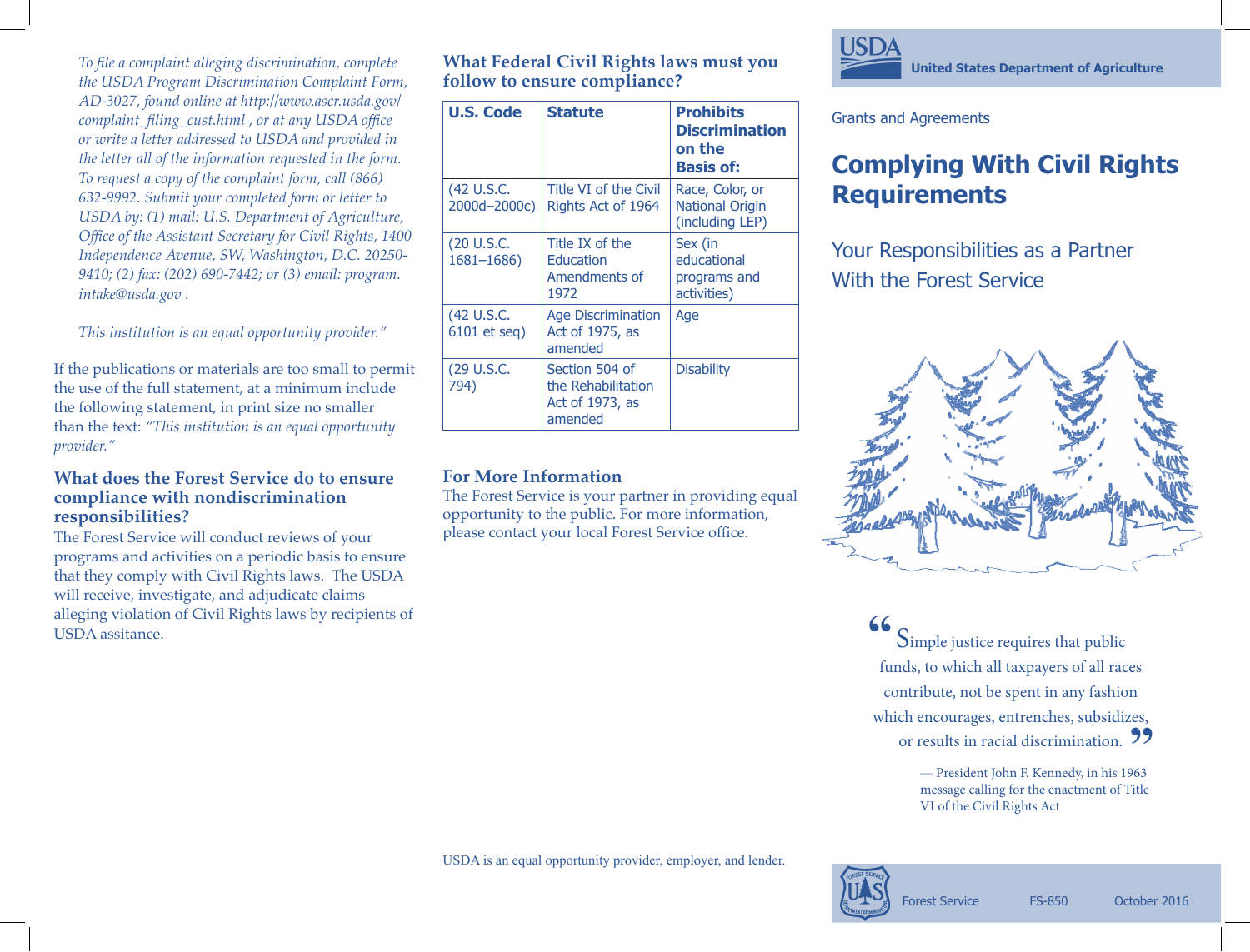*To file a complaint alleging discrimination, complete the USDA Program Discrimination Complaint Form, AD-3027, found online at http://www.ascr.usda.gov/complaint_filing_cust.html , or at any USDA office or write a letter addressed to USDA and provided in the letter all of the information requested in the form. To request a copy of the complaint form, call (866) 632-9992. Submit your completed form or letter to USDA by: (1) mail: U.S. Department of Agriculture, Office of the Assistant Secretary for Civil Rights, 1400 Independence Avenue, SW, Washington, D.C. 20250-9410; (2) fax: (202) 690-7442; or (3) email: program.intake@usda.gov .*

*This institution is an equal opportunity provider."*

If the publications or materials are too small to permit the use of the full statement, at a minimum include the following statement, in print size no smaller than the text: *"This institution is an equal opportunity provider."*

### What does the Forest Service do to ensure compliance with nondiscrimination responsibilities?

The Forest Service will conduct reviews of your programs and activities on a periodic basis to ensure that they comply with Civil Rights laws. The USDA will receive, investigate, and adjudicate claims alleging violation of Civil Rights laws by recipients of USDA assitance.

### What Federal Civil Rights laws must you follow to ensure compliance?

| U.S. Code | Statute | Prohibits Discrimination on the Basis of: |
|---|---|---|
| (42 U.S.C. 2000d–2000c) | Title VI of the Civil Rights Act of 1964 | Race, Color, or National Origin (including LEP) |
| (20 U.S.C. 1681–1686) | Title IX of the Education Amendments of 1972 | Sex (in educational programs and activities) |
| (42 U.S.C. 6101 et seq) | Age Discrimination Act of 1975, as amended | Age |
| (29 U.S.C. 794) | Section 504 of the Rehabilitation Act of 1973, as amended | Disability |

### For More Information

The Forest Service is your partner in providing equal opportunity to the public. For more information, please contact your local Forest Service office.

USDA is an equal opportunity provider, employer, and lender.

USDA United States Department of Agriculture

Grants and Agreements

# Complying With Civil Rights Requirements

## Your Responsibilities as a Partner With the Forest Service

"Simple justice requires that public funds, to which all taxpayers of all races contribute, not be spent in any fashion which encourages, entrenches, subsidizes, or results in racial discrimination."

— President John F. Kennedy, in his 1963 message calling for the enactment of Title VI of the Civil Rights Act

Forest Service FS-850 October 2016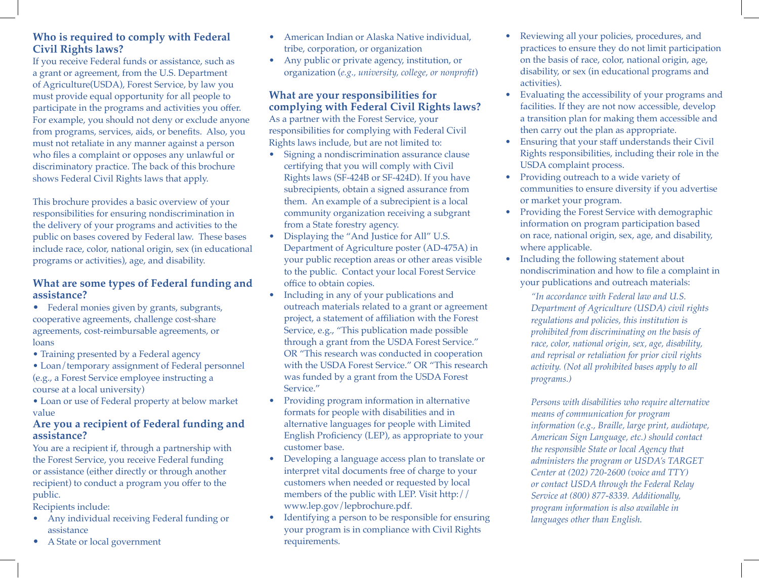## Who is required to comply with Federal Civil Rights laws?

If you receive Federal funds or assistance, such as a grant or agreement, from the U.S. Department of Agriculture(USDA), Forest Service, by law you must provide equal opportunity for all people to participate in the programs and activities you offer. For example, you should not deny or exclude anyone from programs, services, aids, or benefits. Also, you must not retaliate in any manner against a person who files a complaint or opposes any unlawful or discriminatory practice. The back of this brochure shows Federal Civil Rights laws that apply.

This brochure provides a basic overview of your responsibilities for ensuring nondiscrimination in the delivery of your programs and activities to the public on bases covered by Federal law. These bases include race, color, national origin, sex (in educational programs or activities), age, and disability.

## What are some types of Federal funding and assistance?

- Federal monies given by grants, subgrants, cooperative agreements, challenge cost-share agreements, cost-reimbursable agreements, or loans
- Training presented by a Federal agency
- Loan/temporary assignment of Federal personnel (e.g., a Forest Service employee instructing a course at a local university)
- Loan or use of Federal property at below market value

## Are you a recipient of Federal funding and assistance?

You are a recipient if, through a partnership with the Forest Service, you receive Federal funding or assistance (either directly or through another recipient) to conduct a program you offer to the public.

Recipients include:

- Any individual receiving Federal funding or assistance
- A State or local government
- American Indian or Alaska Native individual, tribe, corporation, or organization
- Any public or private agency, institution, or organization (*e.g., university, college, or nonprofit*)

## What are your responsibilities for complying with Federal Civil Rights laws?

As a partner with the Forest Service, your responsibilities for complying with Federal Civil Rights laws include, but are not limited to:

- Signing a nondiscrimination assurance clause certifying that you will comply with Civil Rights laws (SF-424B or SF-424D). If you have subrecipients, obtain a signed assurance from them. An example of a subrecipient is a local community organization receiving a subgrant from a State forestry agency.
- Displaying the "And Justice for All" U.S. Department of Agriculture poster (AD-475A) in your public reception areas or other areas visible to the public. Contact your local Forest Service office to obtain copies.
- Including in any of your publications and outreach materials related to a grant or agreement project, a statement of affiliation with the Forest Service, e.g., "This publication made possible through a grant from the USDA Forest Service." OR "This research was conducted in cooperation with the USDA Forest Service." OR "This research was funded by a grant from the USDA Forest Service."
- Providing program information in alternative formats for people with disabilities and in alternative languages for people with Limited English Proficiency (LEP), as appropriate to your customer base.
- Developing a language access plan to translate or interpret vital documents free of charge to your customers when needed or requested by local members of the public with LEP. Visit http://www.lep.gov/lepbrochure.pdf.
- Identifying a person to be responsible for ensuring your program is in compliance with Civil Rights requirements.
- Reviewing all your policies, procedures, and practices to ensure they do not limit participation on the basis of race, color, national origin, age, disability, or sex (in educational programs and activities).
- Evaluating the accessibility of your programs and facilities. If they are not now accessible, develop a transition plan for making them accessible and then carry out the plan as appropriate.
- Ensuring that your staff understands their Civil Rights responsibilities, including their role in the USDA complaint process.
- Providing outreach to a wide variety of communities to ensure diversity if you advertise or market your program.
- Providing the Forest Service with demographic information on program participation based on race, national origin, sex, age, and disability, where applicable.
- Including the following statement about nondiscrimination and how to file a complaint in your publications and outreach materials:

  *"In accordance with Federal law and U.S. Department of Agriculture (USDA) civil rights regulations and policies, this institution is prohibited from discriminating on the basis of race, color, national origin, sex, age, disability, and reprisal or retaliation for prior civil rights activity. (Not all prohibited bases apply to all programs.)*

  *Persons with disabilities who require alternative means of communication for program information (e.g., Braille, large print, audiotape, American Sign Language, etc.) should contact the responsible State or local Agency that administers the program or USDA's TARGET Center at (202) 720-2600 (voice and TTY) or contact USDA through the Federal Relay Service at (800) 877-8339. Additionally, program information is also available in languages other than English.*